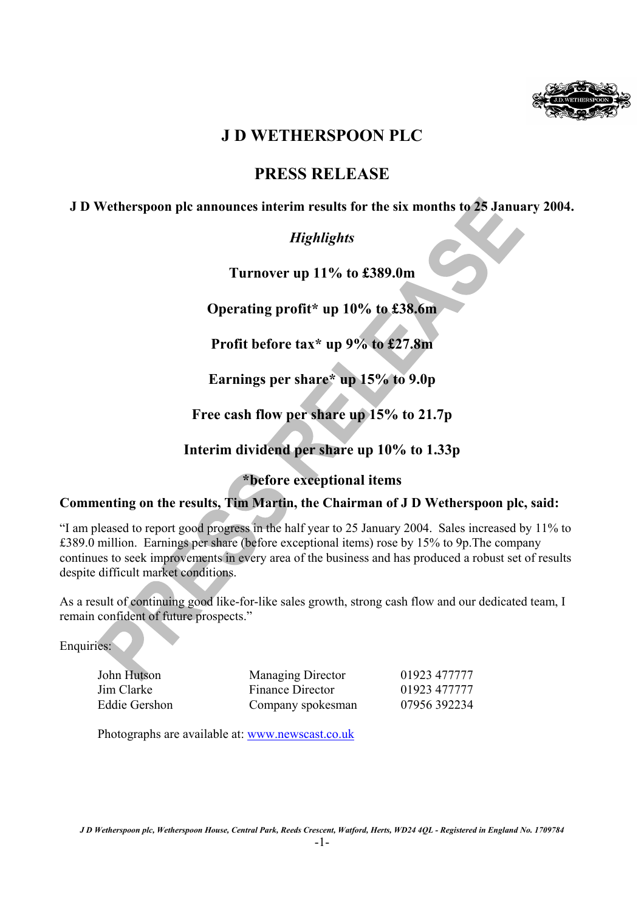# J D WETHERSPOON PLC

## PRESS RELEASE

**J D Wetherspoon plc announces interim results for the six months to 25 January 2004.**

***Highlights***

**Turnover up 11% to £389.0m**

**Operating profit* up 10% to £38.6m**

**Profit before tax* up 9% to £27.8m**

**Earnings per share* up 15% to 9.0p**

**Free cash flow per share up 15% to 21.7p**

**Interim dividend per share up 10% to 1.33p**

***before exceptional items**

**Commenting on the results, Tim Martin, the Chairman of J D Wetherspoon plc, said:**

"I am pleased to report good progress in the half year to 25 January 2004. Sales increased by 11% to £389.0 million. Earnings per share (before exceptional items) rose by 15% to 9p.The company continues to seek improvements in every area of the business and has produced a robust set of results despite difficult market conditions.

As a result of continuing good like-for-like sales growth, strong cash flow and our dedicated team, I remain confident of future prospects."

Enquiries:

| | | |
|---|---|---|
| John Hutson | Managing Director | 01923 477777 |
| Jim Clarke | Finance Director | 01923 477777 |
| Eddie Gershon | Company spokesman | 07956 392234 |

Photographs are available at: www.newscast.co.uk

*J D Wetherspoon plc, Wetherspoon House, Central Park, Reeds Crescent, Watford, Herts, WD24 4QL - Registered in England No. 1709784*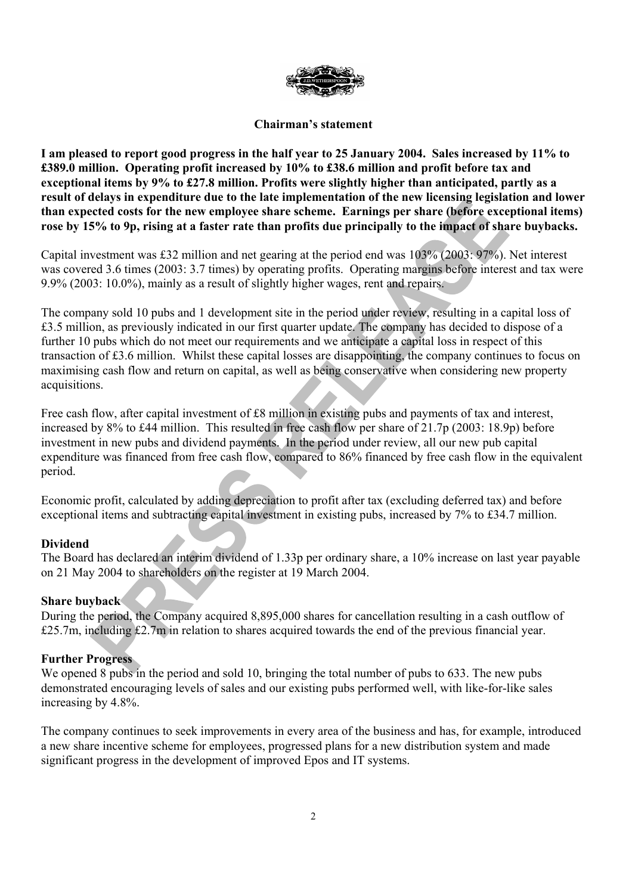## Chairman's statement

**I am pleased to report good progress in the half year to 25 January 2004. Sales increased by 11% to £389.0 million. Operating profit increased by 10% to £38.6 million and profit before tax and exceptional items by 9% to £27.8 million. Profits were slightly higher than anticipated, partly as a result of delays in expenditure due to the late implementation of the new licensing legislation and lower than expected costs for the new employee share scheme. Earnings per share (before exceptional items) rose by 15% to 9p, rising at a faster rate than profits due principally to the impact of share buybacks.**

Capital investment was £32 million and net gearing at the period end was 103% (2003: 97%). Net interest was covered 3.6 times (2003: 3.7 times) by operating profits. Operating margins before interest and tax were 9.9% (2003: 10.0%), mainly as a result of slightly higher wages, rent and repairs.

The company sold 10 pubs and 1 development site in the period under review, resulting in a capital loss of £3.5 million, as previously indicated in our first quarter update. The company has decided to dispose of a further 10 pubs which do not meet our requirements and we anticipate a capital loss in respect of this transaction of £3.6 million. Whilst these capital losses are disappointing, the company continues to focus on maximising cash flow and return on capital, as well as being conservative when considering new property acquisitions.

Free cash flow, after capital investment of £8 million in existing pubs and payments of tax and interest, increased by 8% to £44 million. This resulted in free cash flow per share of 21.7p (2003: 18.9p) before investment in new pubs and dividend payments. In the period under review, all our new pub capital expenditure was financed from free cash flow, compared to 86% financed by free cash flow in the equivalent period.

Economic profit, calculated by adding depreciation to profit after tax (excluding deferred tax) and before exceptional items and subtracting capital investment in existing pubs, increased by 7% to £34.7 million.

### Dividend

The Board has declared an interim dividend of 1.33p per ordinary share, a 10% increase on last year payable on 21 May 2004 to shareholders on the register at 19 March 2004.

### Share buyback

During the period, the Company acquired 8,895,000 shares for cancellation resulting in a cash outflow of £25.7m, including £2.7m in relation to shares acquired towards the end of the previous financial year.

### Further Progress

We opened 8 pubs in the period and sold 10, bringing the total number of pubs to 633. The new pubs demonstrated encouraging levels of sales and our existing pubs performed well, with like-for-like sales increasing by 4.8%.

The company continues to seek improvements in every area of the business and has, for example, introduced a new share incentive scheme for employees, progressed plans for a new distribution system and made significant progress in the development of improved Epos and IT systems.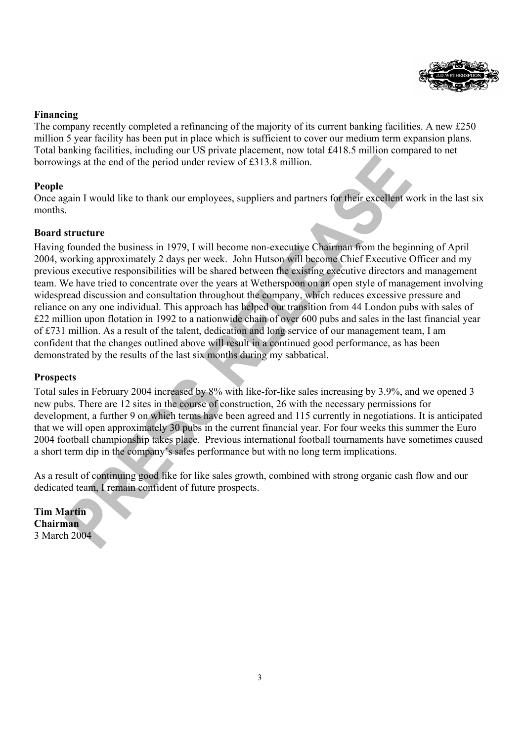**Financing**

The company recently completed a refinancing of the majority of its current banking facilities. A new £250 million 5 year facility has been put in place which is sufficient to cover our medium term expansion plans. Total banking facilities, including our US private placement, now total £418.5 million compared to net borrowings at the end of the period under review of £313.8 million.

**People**

Once again I would like to thank our employees, suppliers and partners for their excellent work in the last six months.

**Board structure**

Having founded the business in 1979, I will become non-executive Chairman from the beginning of April 2004, working approximately 2 days per week. John Hutson will become Chief Executive Officer and my previous executive responsibilities will be shared between the existing executive directors and management team. We have tried to concentrate over the years at Wetherspoon on an open style of management involving widespread discussion and consultation throughout the company, which reduces excessive pressure and reliance on any one individual. This approach has helped our transition from 44 London pubs with sales of £22 million upon flotation in 1992 to a nationwide chain of over 600 pubs and sales in the last financial year of £731 million. As a result of the talent, dedication and long service of our management team, I am confident that the changes outlined above will result in a continued good performance, as has been demonstrated by the results of the last six months during my sabbatical.

**Prospects**

Total sales in February 2004 increased by 8% with like-for-like sales increasing by 3.9%, and we opened 3 new pubs. There are 12 sites in the course of construction, 26 with the necessary permissions for development, a further 9 on which terms have been agreed and 115 currently in negotiations. It is anticipated that we will open approximately 30 pubs in the current financial year. For four weeks this summer the Euro 2004 football championship takes place. Previous international football tournaments have sometimes caused a short term dip in the company's sales performance but with no long term implications.

As a result of continuing good like for like sales growth, combined with strong organic cash flow and our dedicated team, I remain confident of future prospects.

**Tim Martin**
**Chairman**
3 March 2004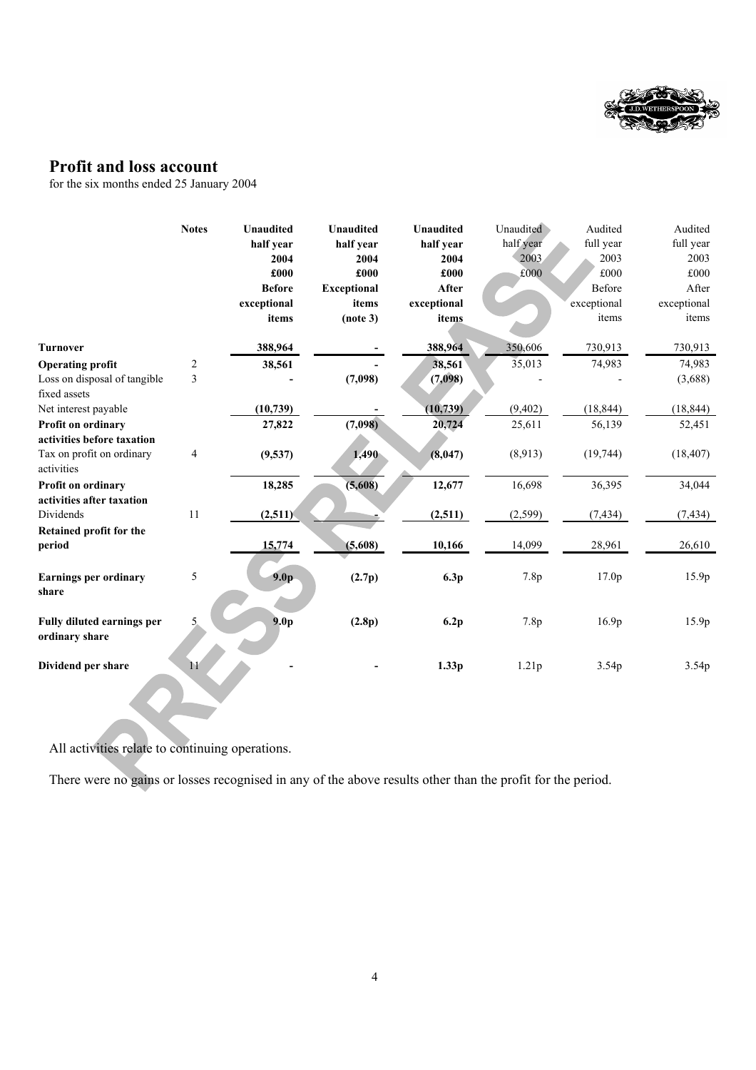## Profit and loss account

for the six months ended 25 January 2004

| | Notes | Unaudited half year 2004 £000 Before exceptional items | Unaudited half year 2004 £000 Exceptional items (note 3) | Unaudited half year 2004 £000 After exceptional items | Unaudited half year 2003 £000 | Audited full year 2003 £000 Before exceptional items | Audited full year 2003 £000 After exceptional items |
|---|---|---|---|---|---|---|---|
| **Turnover** | | **388,964** | **-** | **388,964** | 350,606 | 730,913 | 730,913 |
| **Operating profit** | 2 | **38,561** | **-** | **38,561** | 35,013 | 74,983 | 74,983 |
| Loss on disposal of tangible fixed assets | 3 | **-** | **(7,098)** | **(7,098)** | - | - | (3,688) |
| Net interest payable | | **(10,739)** | **-** | **(10,739)** | (9,402) | (18,844) | (18,844) |
| **Profit on ordinary activities before taxation** | | **27,822** | **(7,098)** | **20,724** | 25,611 | 56,139 | 52,451 |
| Tax on profit on ordinary activities | 4 | **(9,537)** | **1,490** | **(8,047)** | (8,913) | (19,744) | (18,407) |
| **Profit on ordinary activities after taxation** | | **18,285** | **(5,608)** | **12,677** | 16,698 | 36,395 | 34,044 |
| Dividends | 11 | **(2,511)** | **-** | **(2,511)** | (2,599) | (7,434) | (7,434) |
| **Retained profit for the period** | | **15,774** | **(5,608)** | **10,166** | 14,099 | 28,961 | 26,610 |
| **Earnings per ordinary share** | 5 | **9.0p** | **(2.7p)** | **6.3p** | 7.8p | 17.0p | 15.9p |
| **Fully diluted earnings per ordinary share** | 5 | **9.0p** | **(2.8p)** | **6.2p** | 7.8p | 16.9p | 15.9p |
| **Dividend per share** | 11 | **-** | **-** | **1.33p** | 1.21p | 3.54p | 3.54p |

All activities relate to continuing operations.

There were no gains or losses recognised in any of the above results other than the profit for the period.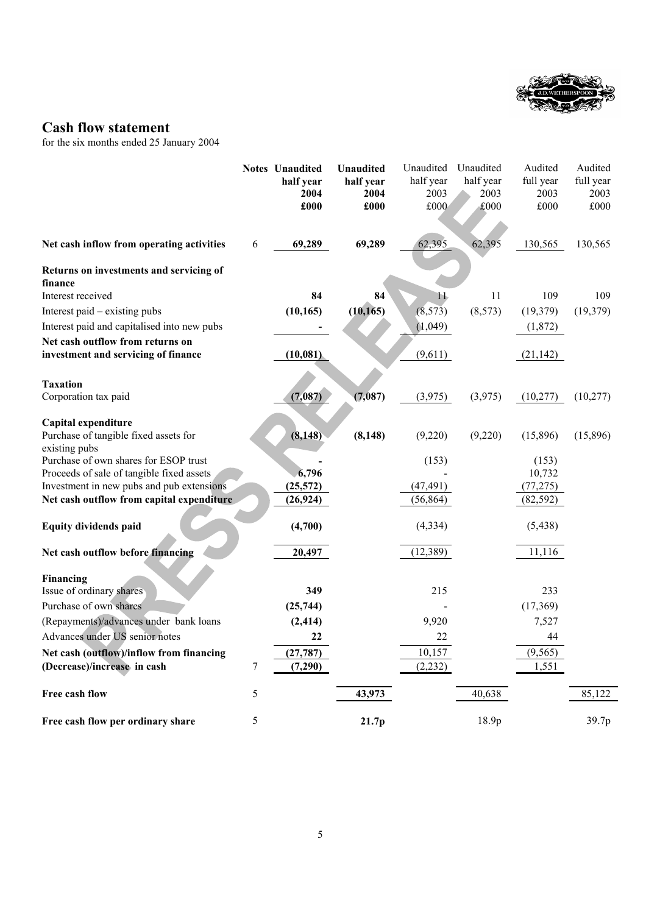## Cash flow statement

for the six months ended 25 January 2004

| | Notes | Unaudited half year 2004 £000 | Unaudited half year 2004 £000 | Unaudited half year 2003 £000 | Unaudited half year 2003 £000 | Audited full year 2003 £000 | Audited full year 2003 £000 |
|---|---|---|---|---|---|---|---|
| **Net cash inflow from operating activities** | 6 | **69,289** | **69,289** | 62,395 | 62,395 | 130,565 | 130,565 |
| **Returns on investments and servicing of finance** | | | | | | | |
| Interest received | | **84** | **84** | 11 | 11 | 109 | 109 |
| Interest paid – existing pubs | | **(10,165)** | **(10,165)** | (8,573) | (8,573) | (19,379) | (19,379) |
| Interest paid and capitalised into new pubs | | **-** | | (1,049) | | (1,872) | |
| **Net cash outflow from returns on investment and servicing of finance** | | **(10,081)** | | (9,611) | | (21,142) | |
| **Taxation** | | | | | | | |
| Corporation tax paid | | **(7,087)** | **(7,087)** | (3,975) | (3,975) | (10,277) | (10,277) |
| **Capital expenditure** | | | | | | | |
| Purchase of tangible fixed assets for existing pubs | | **(8,148)** | **(8,148)** | (9,220) | (9,220) | (15,896) | (15,896) |
| Purchase of own shares for ESOP trust | | **-** | | (153) | | (153) | |
| Proceeds of sale of tangible fixed assets | | **6,796** | | - | | 10,732 | |
| Investment in new pubs and pub extensions | | **(25,572)** | | (47,491) | | (77,275) | |
| **Net cash outflow from capital expenditure** | | **(26,924)** | | (56,864) | | (82,592) | |
| **Equity dividends paid** | | **(4,700)** | | (4,334) | | (5,438) | |
| **Net cash outflow before financing** | | **20,497** | | (12,389) | | 11,116 | |
| **Financing** | | | | | | | |
| Issue of ordinary shares | | **349** | | 215 | | 233 | |
| Purchase of own shares | | **(25,744)** | | - | | (17,369) | |
| (Repayments)/advances under bank loans | | **(2,414)** | | 9,920 | | 7,527 | |
| Advances under US senior notes | | **22** | | 22 | | 44 | |
| **Net cash (outflow)/inflow from financing** | | **(27,787)** | | 10,157 | | (9,565) | |
| **(Decrease)/increase in cash** | 7 | **(7,290)** | | (2,232) | | 1,551 | |
| **Free cash flow** | 5 | | **43,973** | | 40,638 | | 85,122 |
| **Free cash flow per ordinary share** | 5 | | **21.7p** | | 18.9p | | 39.7p |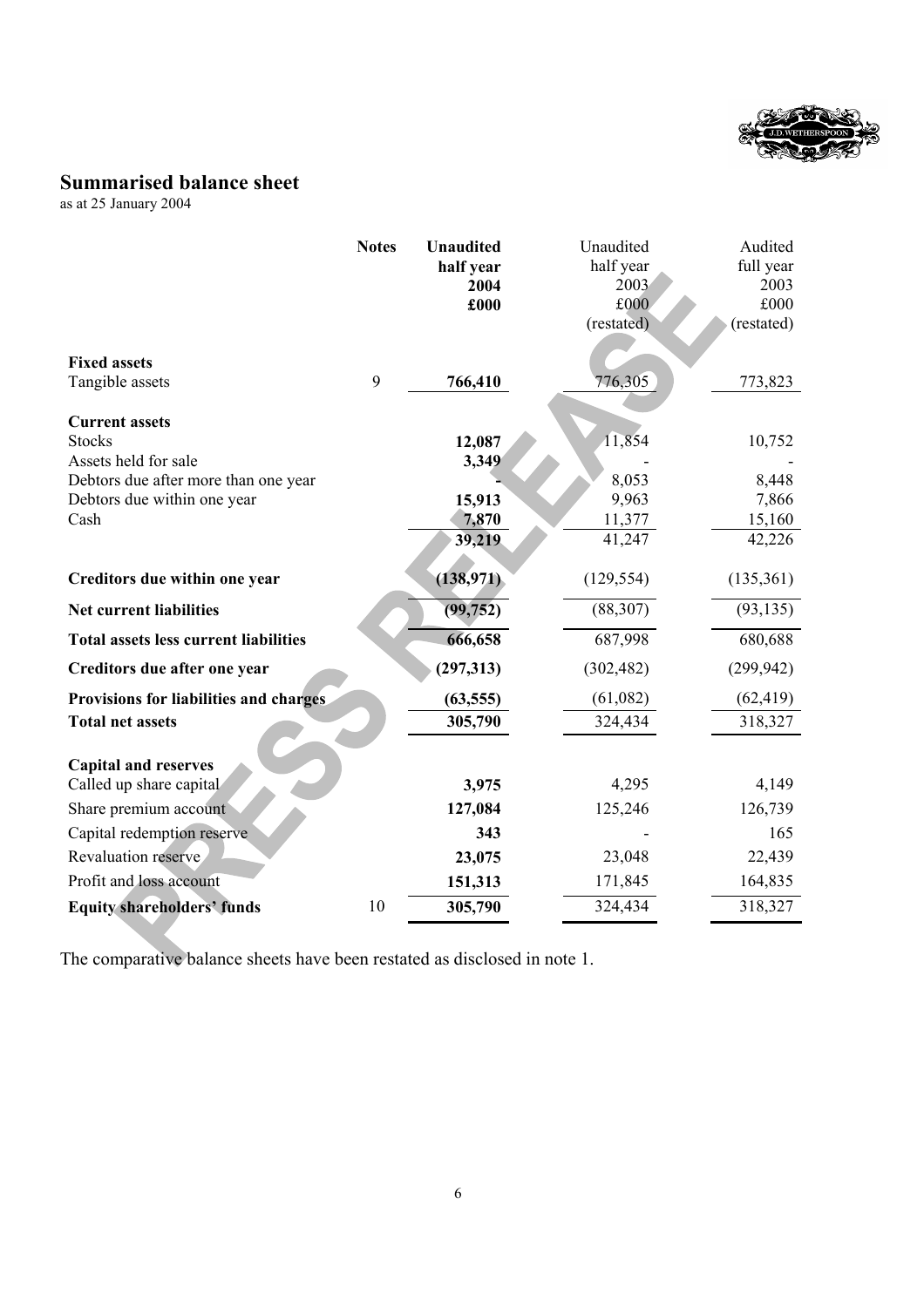## Summarised balance sheet

as at 25 January 2004

| | Notes | **Unaudited half year 2004 £000** | Unaudited half year 2003 £000 (restated) | Audited full year 2003 £000 (restated) |
|---|---|---|---|---|
| **Fixed assets** | | | | |
| Tangible assets | 9 | **766,410** | 776,305 | 773,823 |
| **Current assets** | | | | |
| Stocks | | **12,087** | 11,854 | 10,752 |
| Assets held for sale | | **3,349** | - | - |
| Debtors due after more than one year | | **-** | 8,053 | 8,448 |
| Debtors due within one year | | **15,913** | 9,963 | 7,866 |
| Cash | | **7,870** | 11,377 | 15,160 |
| | | **39,219** | 41,247 | 42,226 |
| **Creditors due within one year** | | **(138,971)** | (129,554) | (135,361) |
| **Net current liabilities** | | **(99,752)** | (88,307) | (93,135) |
| **Total assets less current liabilities** | | **666,658** | 687,998 | 680,688 |
| **Creditors due after one year** | | **(297,313)** | (302,482) | (299,942) |
| **Provisions for liabilities and charges** | | **(63,555)** | (61,082) | (62,419) |
| **Total net assets** | | **305,790** | 324,434 | 318,327 |
| **Capital and reserves** | | | | |
| Called up share capital | | **3,975** | 4,295 | 4,149 |
| Share premium account | | **127,084** | 125,246 | 126,739 |
| Capital redemption reserve | | **343** | - | 165 |
| Revaluation reserve | | **23,075** | 23,048 | 22,439 |
| Profit and loss account | | **151,313** | 171,845 | 164,835 |
| **Equity shareholders' funds** | 10 | **305,790** | 324,434 | 318,327 |

The comparative balance sheets have been restated as disclosed in note 1.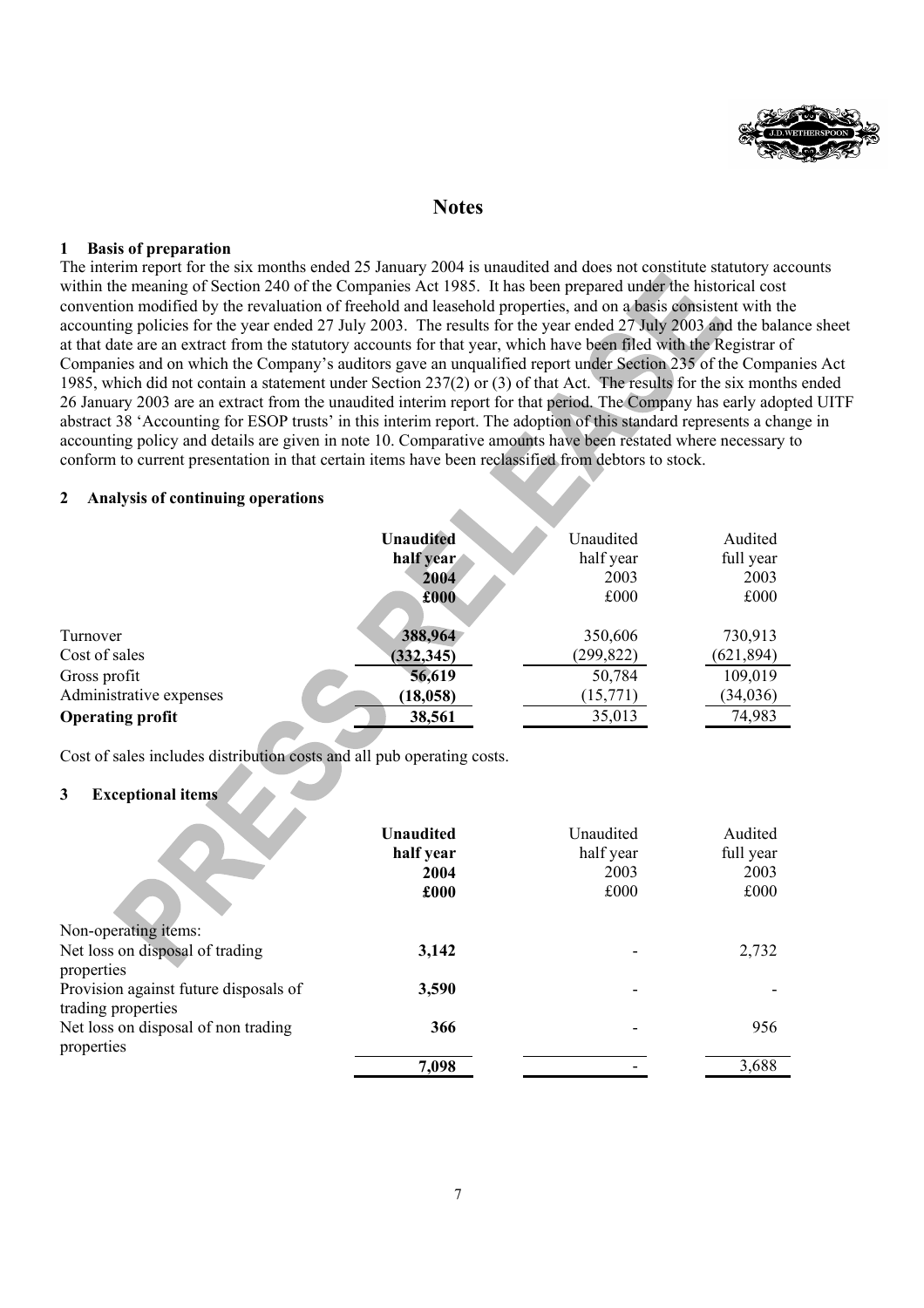# Notes

## 1 Basis of preparation

The interim report for the six months ended 25 January 2004 is unaudited and does not constitute statutory accounts within the meaning of Section 240 of the Companies Act 1985. It has been prepared under the historical cost convention modified by the revaluation of freehold and leasehold properties, and on a basis consistent with the accounting policies for the year ended 27 July 2003. The results for the year ended 27 July 2003 and the balance sheet at that date are an extract from the statutory accounts for that year, which have been filed with the Registrar of Companies and on which the Company's auditors gave an unqualified report under Section 235 of the Companies Act 1985, which did not contain a statement under Section 237(2) or (3) of that Act. The results for the six months ended 26 January 2003 are an extract from the unaudited interim report for that period. The Company has early adopted UITF abstract 38 'Accounting for ESOP trusts' in this interim report. The adoption of this standard represents a change in accounting policy and details are given in note 10. Comparative amounts have been restated where necessary to conform to current presentation in that certain items have been reclassified from debtors to stock.

## 2 Analysis of continuing operations

| | **Unaudited half year 2004 £000** | Unaudited half year 2003 £000 | Audited full year 2003 £000 |
|---|---|---|---|
| Turnover | **388,964** | 350,606 | 730,913 |
| Cost of sales | **(332,345)** | (299,822) | (621,894) |
| Gross profit | **56,619** | 50,784 | 109,019 |
| Administrative expenses | **(18,058)** | (15,771) | (34,036) |
| **Operating profit** | **38,561** | 35,013 | 74,983 |

Cost of sales includes distribution costs and all pub operating costs.

## 3 Exceptional items

| | **Unaudited half year 2004 £000** | Unaudited half year 2003 £000 | Audited full year 2003 £000 |
|---|---|---|---|
| Non-operating items: | | | |
| Net loss on disposal of trading properties | **3,142** | - | 2,732 |
| Provision against future disposals of trading properties | **3,590** | - | - |
| Net loss on disposal of non trading properties | **366** | - | 956 |
| | **7,098** | - | 3,688 |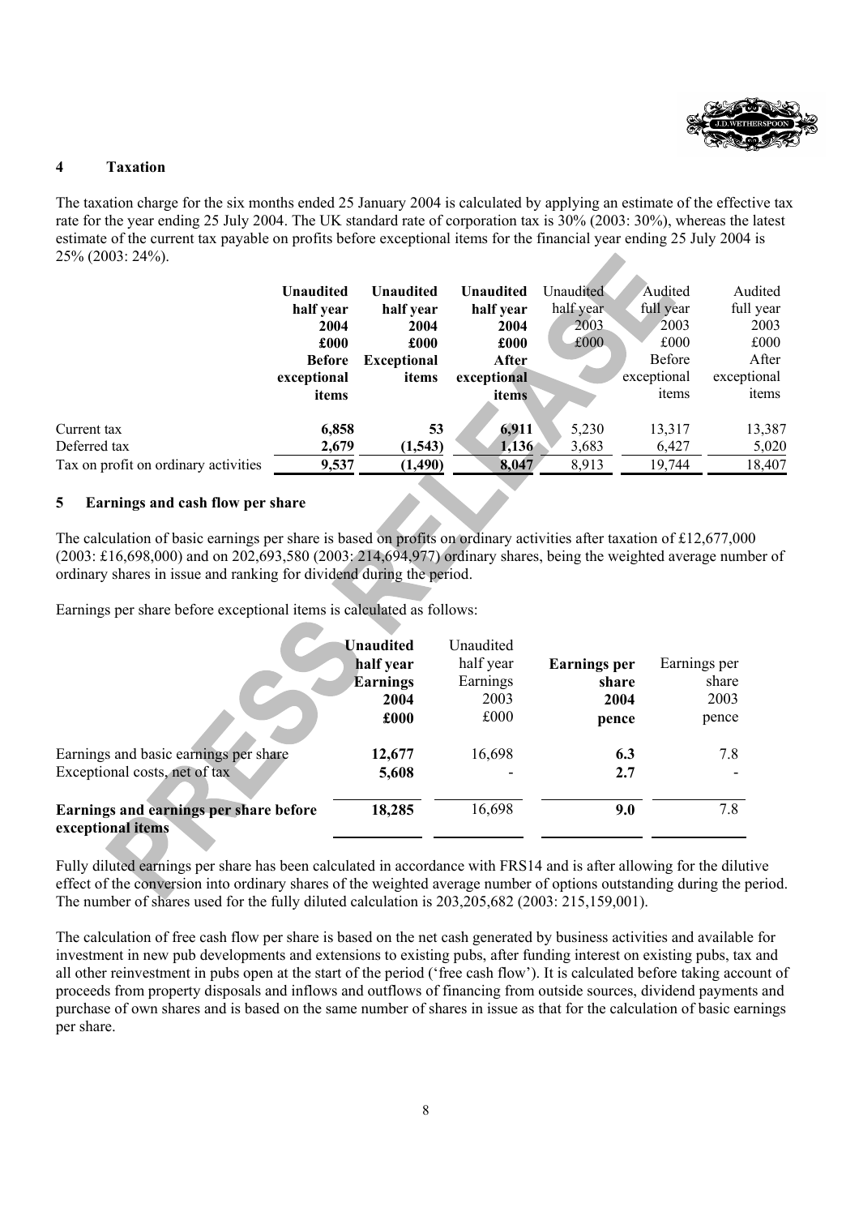## 4 Taxation

The taxation charge for the six months ended 25 January 2004 is calculated by applying an estimate of the effective tax rate for the year ending 25 July 2004. The UK standard rate of corporation tax is 30% (2003: 30%), whereas the latest estimate of the current tax payable on profits before exceptional items for the financial year ending 25 July 2004 is 25% (2003: 24%).

| | **Unaudited half year 2004 £000 Before exceptional items** | **Unaudited half year 2004 £000 Exceptional items** | **Unaudited half year 2004 £000 After exceptional items** | Unaudited half year 2003 £000 | Audited full year 2003 £000 Before exceptional items | Audited full year 2003 £000 After exceptional items |
|---|---|---|---|---|---|---|
| Current tax | **6,858** | **53** | **6,911** | 5,230 | 13,317 | 13,387 |
| Deferred tax | **2,679** | **(1,543)** | **1,136** | 3,683 | 6,427 | 5,020 |
| Tax on profit on ordinary activities | **9,537** | **(1,490)** | **8,047** | 8,913 | 19,744 | 18,407 |

## 5 Earnings and cash flow per share

The calculation of basic earnings per share is based on profits on ordinary activities after taxation of £12,677,000 (2003: £16,698,000) and on 202,693,580 (2003: 214,694,977) ordinary shares, being the weighted average number of ordinary shares in issue and ranking for dividend during the period.

Earnings per share before exceptional items is calculated as follows:

| | **Unaudited half year Earnings 2004 £000** | Unaudited half year Earnings 2003 £000 | **Earnings per share 2004 pence** | Earnings per share 2003 pence |
|---|---|---|---|---|
| Earnings and basic earnings per share | **12,677** | 16,698 | **6.3** | 7.8 |
| Exceptional costs, net of tax | **5,608** | - | **2.7** | - |
| **Earnings and earnings per share before exceptional items** | **18,285** | 16,698 | **9.0** | 7.8 |

Fully diluted earnings per share has been calculated in accordance with FRS14 and is after allowing for the dilutive effect of the conversion into ordinary shares of the weighted average number of options outstanding during the period. The number of shares used for the fully diluted calculation is 203,205,682 (2003: 215,159,001).

The calculation of free cash flow per share is based on the net cash generated by business activities and available for investment in new pub developments and extensions to existing pubs, after funding interest on existing pubs, tax and all other reinvestment in pubs open at the start of the period ('free cash flow'). It is calculated before taking account of proceeds from property disposals and inflows and outflows of financing from outside sources, dividend payments and purchase of own shares and is based on the same number of shares in issue as that for the calculation of basic earnings per share.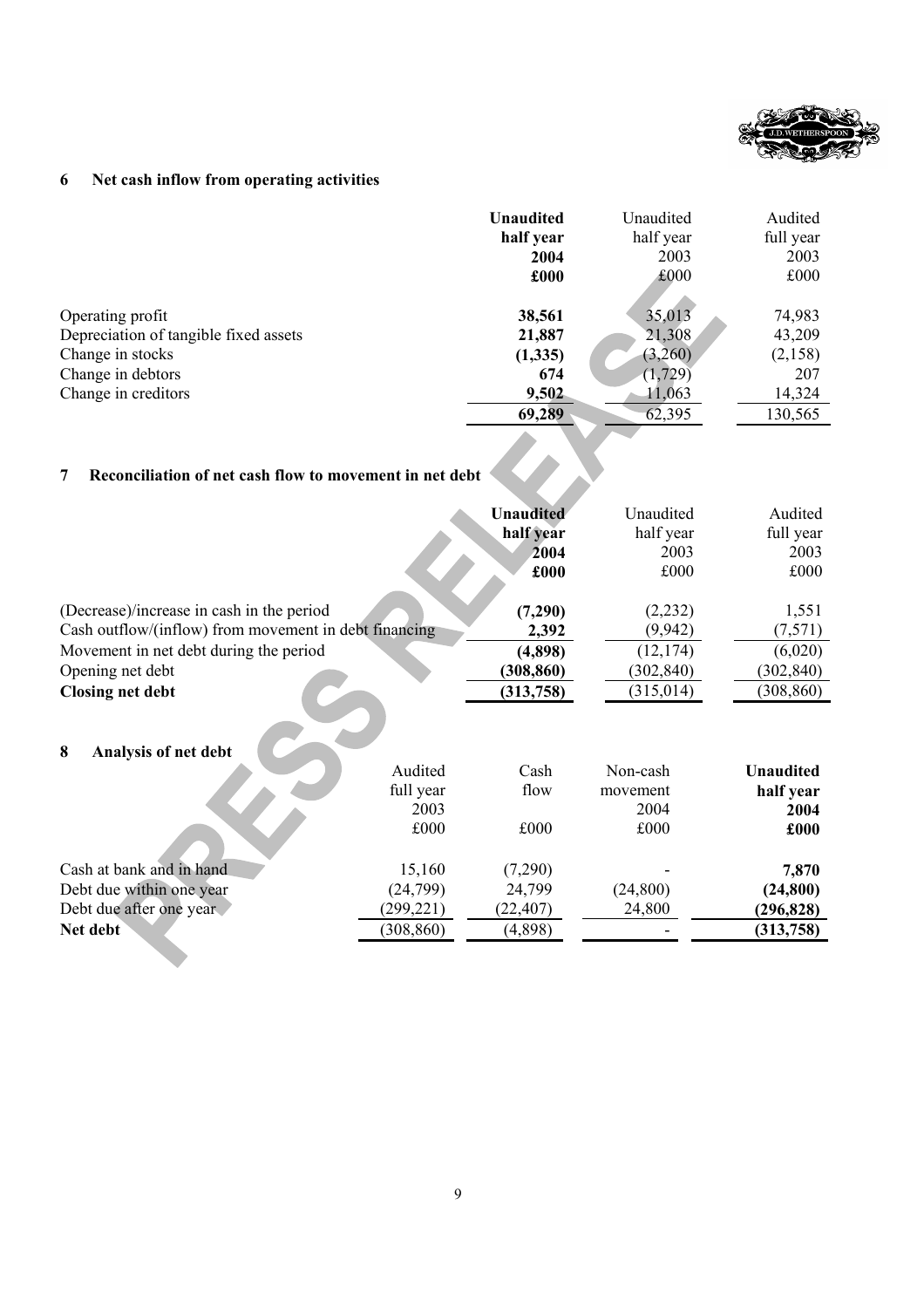## 6 Net cash inflow from operating activities

| | **Unaudited half year 2004 £000** | Unaudited half year 2003 £000 | Audited full year 2003 £000 |
|---|---|---|---|
| Operating profit | **38,561** | 35,013 | 74,983 |
| Depreciation of tangible fixed assets | **21,887** | 21,308 | 43,209 |
| Change in stocks | **(1,335)** | (3,260) | (2,158) |
| Change in debtors | **674** | (1,729) | 207 |
| Change in creditors | **9,502** | 11,063 | 14,324 |
| | **69,289** | 62,395 | 130,565 |

## 7 Reconciliation of net cash flow to movement in net debt

| | **Unaudited half year 2004 £000** | Unaudited half year 2003 £000 | Audited full year 2003 £000 |
|---|---|---|---|
| (Decrease)/increase in cash in the period | **(7,290)** | (2,232) | 1,551 |
| Cash outflow/(inflow) from movement in debt financing | **2,392** | (9,942) | (7,571) |
| Movement in net debt during the period | **(4,898)** | (12,174) | (6,020) |
| Opening net debt | **(308,860)** | (302,840) | (302,840) |
| **Closing net debt** | **(313,758)** | (315,014) | (308,860) |

## 8 Analysis of net debt

| | Audited full year 2003 £000 | Cash flow £000 | Non-cash movement 2004 £000 | **Unaudited half year 2004 £000** |
|---|---|---|---|---|
| Cash at bank and in hand | 15,160 | (7,290) | - | **7,870** |
| Debt due within one year | (24,799) | 24,799 | (24,800) | **(24,800)** |
| Debt due after one year | (299,221) | (22,407) | 24,800 | **(296,828)** |
| **Net debt** | (308,860) | (4,898) | - | **(313,758)** |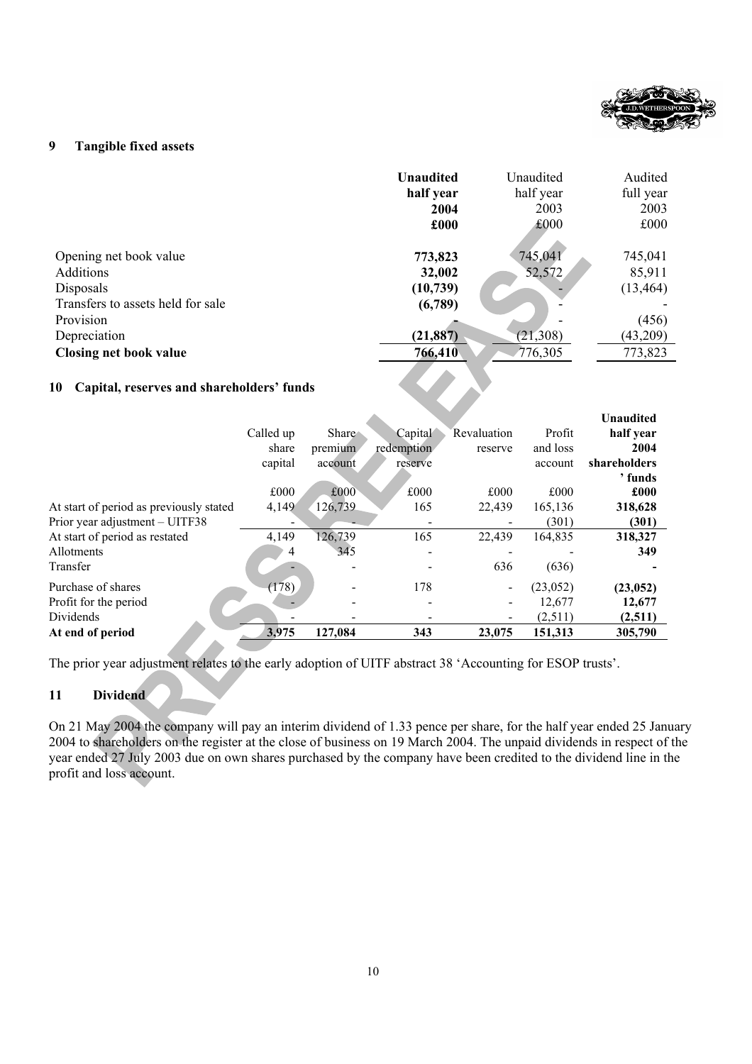## 9 Tangible fixed assets

| | **Unaudited half year 2004 £000** | Unaudited half year 2003 £000 | Audited full year 2003 £000 |
|---|---|---|---|
| Opening net book value | **773,823** | 745,041 | 745,041 |
| Additions | **32,002** | 52,572 | 85,911 |
| Disposals | **(10,739)** | - | (13,464) |
| Transfers to assets held for sale | **(6,789)** | - | - |
| Provision | **-** | - | (456) |
| Depreciation | **(21,887)** | (21,308) | (43,209) |
| **Closing net book value** | **766,410** | 776,305 | 773,823 |

## 10 Capital, reserves and shareholders' funds

| | Called up share capital £000 | Share premium account £000 | Capital redemption reserve £000 | Revaluation reserve £000 | Profit and loss account £000 | **Unaudited half year 2004 shareholders' funds £000** |
|---|---|---|---|---|---|---|
| At start of period as previously stated | 4,149 | 126,739 | 165 | 22,439 | 165,136 | **318,628** |
| Prior year adjustment – UITF38 | - | - | - | - | (301) | **(301)** |
| At start of period as restated | 4,149 | 126,739 | 165 | 22,439 | 164,835 | **318,327** |
| Allotments | 4 | 345 | - | - | - | **349** |
| Transfer | - | - | - | 636 | (636) | **-** |
| Purchase of shares | (178) | - | 178 | - | (23,052) | **(23,052)** |
| Profit for the period | - | - | - | - | 12,677 | **12,677** |
| Dividends | - | - | - | - | (2,511) | **(2,511)** |
| **At end of period** | **3,975** | **127,084** | **343** | **23,075** | **151,313** | **305,790** |

The prior year adjustment relates to the early adoption of UITF abstract 38 'Accounting for ESOP trusts'.

## 11 Dividend

On 21 May 2004 the company will pay an interim dividend of 1.33 pence per share, for the half year ended 25 January 2004 to shareholders on the register at the close of business on 19 March 2004. The unpaid dividends in respect of the year ended 27 July 2003 due on own shares purchased by the company have been credited to the dividend line in the profit and loss account.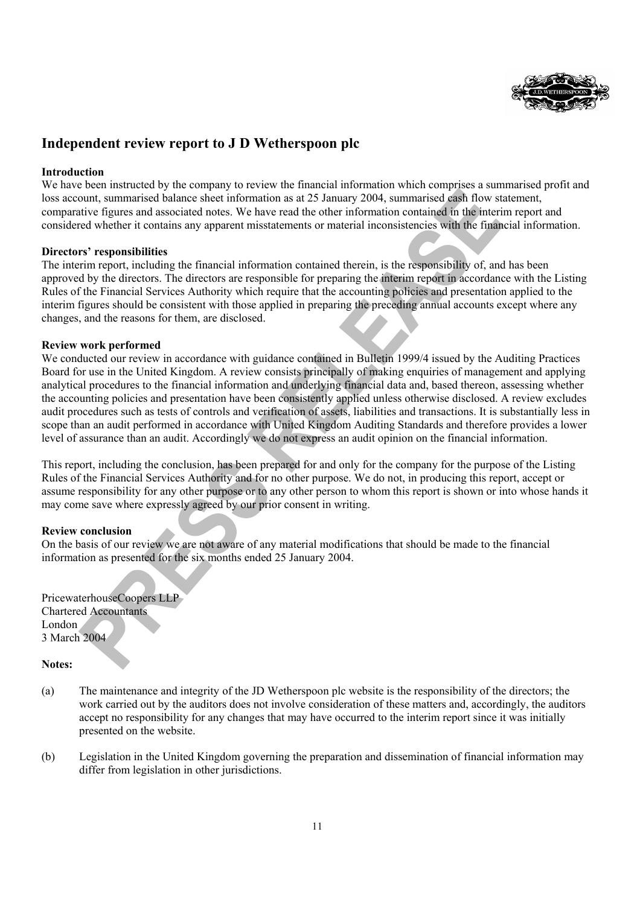## Independent review report to J D Wetherspoon plc

**Introduction**

We have been instructed by the company to review the financial information which comprises a summarised profit and loss account, summarised balance sheet information as at 25 January 2004, summarised cash flow statement, comparative figures and associated notes. We have read the other information contained in the interim report and considered whether it contains any apparent misstatements or material inconsistencies with the financial information.

**Directors' responsibilities**

The interim report, including the financial information contained therein, is the responsibility of, and has been approved by the directors. The directors are responsible for preparing the interim report in accordance with the Listing Rules of the Financial Services Authority which require that the accounting policies and presentation applied to the interim figures should be consistent with those applied in preparing the preceding annual accounts except where any changes, and the reasons for them, are disclosed.

**Review work performed**

We conducted our review in accordance with guidance contained in Bulletin 1999/4 issued by the Auditing Practices Board for use in the United Kingdom. A review consists principally of making enquiries of management and applying analytical procedures to the financial information and underlying financial data and, based thereon, assessing whether the accounting policies and presentation have been consistently applied unless otherwise disclosed. A review excludes audit procedures such as tests of controls and verification of assets, liabilities and transactions. It is substantially less in scope than an audit performed in accordance with United Kingdom Auditing Standards and therefore provides a lower level of assurance than an audit. Accordingly we do not express an audit opinion on the financial information.

This report, including the conclusion, has been prepared for and only for the company for the purpose of the Listing Rules of the Financial Services Authority and for no other purpose. We do not, in producing this report, accept or assume responsibility for any other purpose or to any other person to whom this report is shown or into whose hands it may come save where expressly agreed by our prior consent in writing.

**Review conclusion**

On the basis of our review we are not aware of any material modifications that should be made to the financial information as presented for the six months ended 25 January 2004.

PricewaterhouseCoopers LLP
Chartered Accountants
London
3 March 2004

**Notes:**

(a) The maintenance and integrity of the JD Wetherspoon plc website is the responsibility of the directors; the work carried out by the auditors does not involve consideration of these matters and, accordingly, the auditors accept no responsibility for any changes that may have occurred to the interim report since it was initially presented on the website.

(b) Legislation in the United Kingdom governing the preparation and dissemination of financial information may differ from legislation in other jurisdictions.